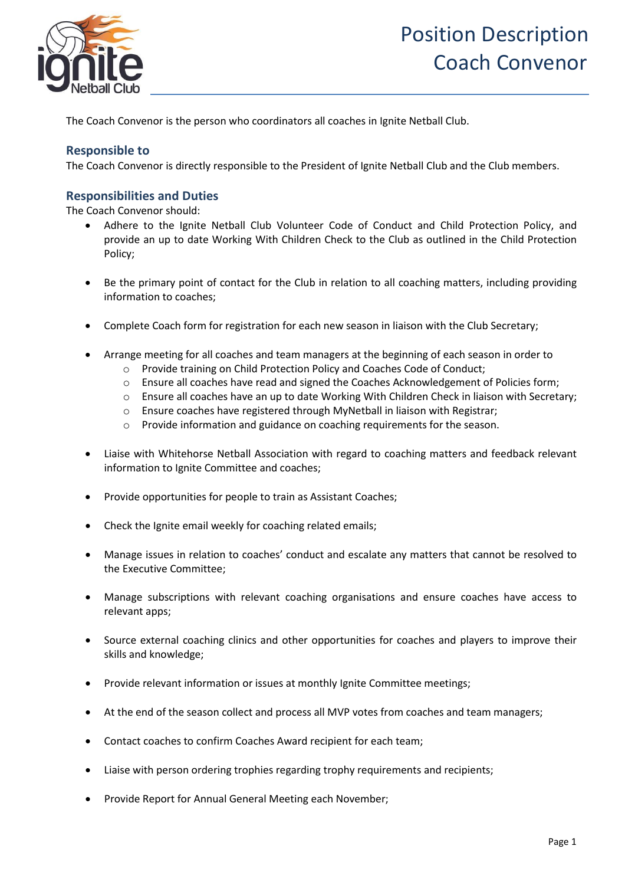# Position Description
# Coach Convenor

The Coach Convenor is the person who coordinators all coaches in Ignite Netball Club.

## Responsible to

The Coach Convenor is directly responsible to the President of Ignite Netball Club and the Club members.

## Responsibilities and Duties

The Coach Convenor should:

- Adhere to the Ignite Netball Club Volunteer Code of Conduct and Child Protection Policy, and provide an up to date Working With Children Check to the Club as outlined in the Child Protection Policy;
- Be the primary point of contact for the Club in relation to all coaching matters, including providing information to coaches;
- Complete Coach form for registration for each new season in liaison with the Club Secretary;
- Arrange meeting for all coaches and team managers at the beginning of each season in order to
    - Provide training on Child Protection Policy and Coaches Code of Conduct;
    - Ensure all coaches have read and signed the Coaches Acknowledgement of Policies form;
    - Ensure all coaches have an up to date Working With Children Check in liaison with Secretary;
    - Ensure coaches have registered through MyNetball in liaison with Registrar;
    - Provide information and guidance on coaching requirements for the season.
- Liaise with Whitehorse Netball Association with regard to coaching matters and feedback relevant information to Ignite Committee and coaches;
- Provide opportunities for people to train as Assistant Coaches;
- Check the Ignite email weekly for coaching related emails;
- Manage issues in relation to coaches' conduct and escalate any matters that cannot be resolved to the Executive Committee;
- Manage subscriptions with relevant coaching organisations and ensure coaches have access to relevant apps;
- Source external coaching clinics and other opportunities for coaches and players to improve their skills and knowledge;
- Provide relevant information or issues at monthly Ignite Committee meetings;
- At the end of the season collect and process all MVP votes from coaches and team managers;
- Contact coaches to confirm Coaches Award recipient for each team;
- Liaise with person ordering trophies regarding trophy requirements and recipients;
- Provide Report for Annual General Meeting each November;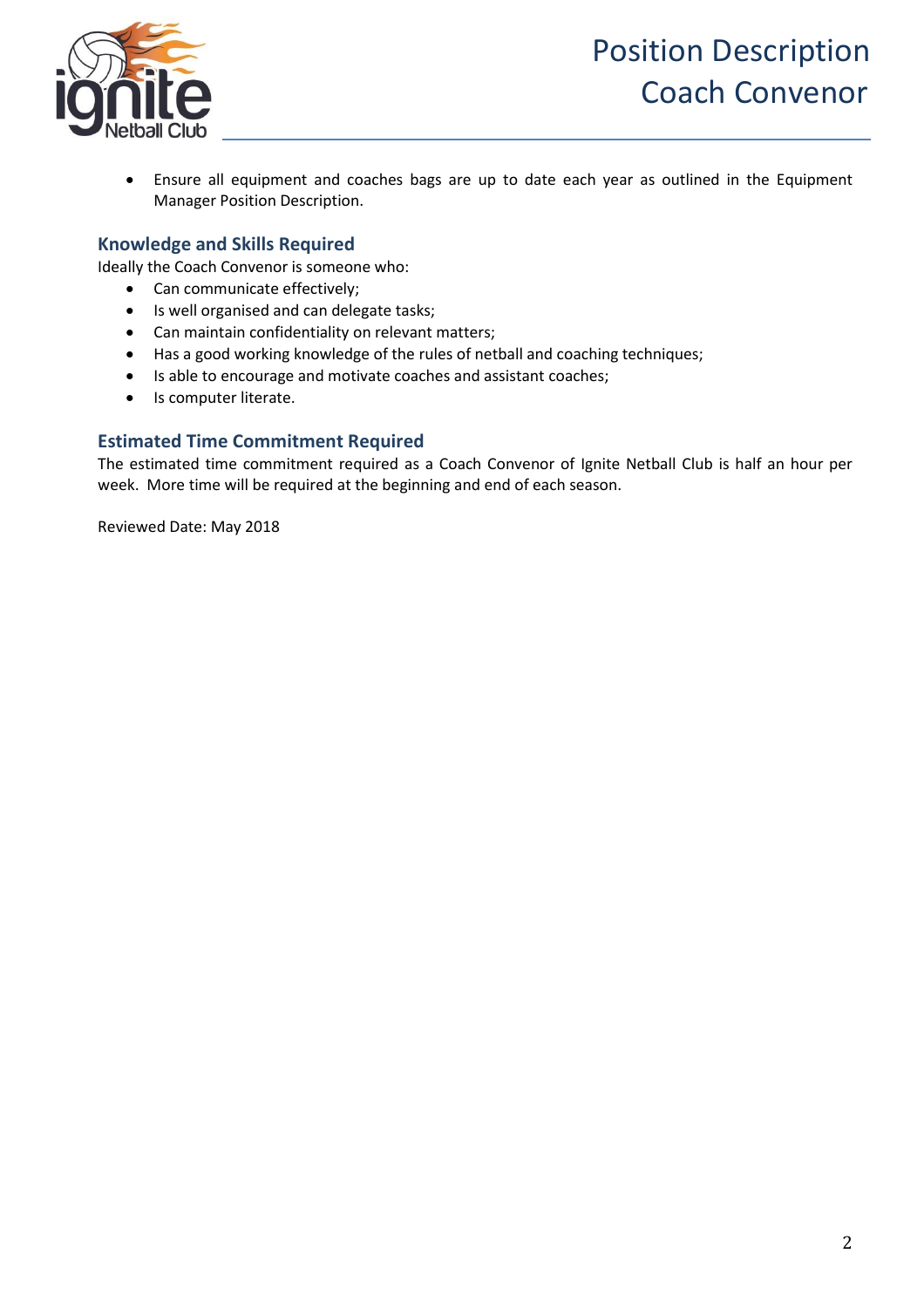- Ensure all equipment and coaches bags are up to date each year as outlined in the Equipment Manager Position Description.

## Knowledge and Skills Required

Ideally the Coach Convenor is someone who:

- Can communicate effectively;
- Is well organised and can delegate tasks;
- Can maintain confidentiality on relevant matters;
- Has a good working knowledge of the rules of netball and coaching techniques;
- Is able to encourage and motivate coaches and assistant coaches;
- Is computer literate.

## Estimated Time Commitment Required

The estimated time commitment required as a Coach Convenor of Ignite Netball Club is half an hour per week. More time will be required at the beginning and end of each season.

Reviewed Date: May 2018